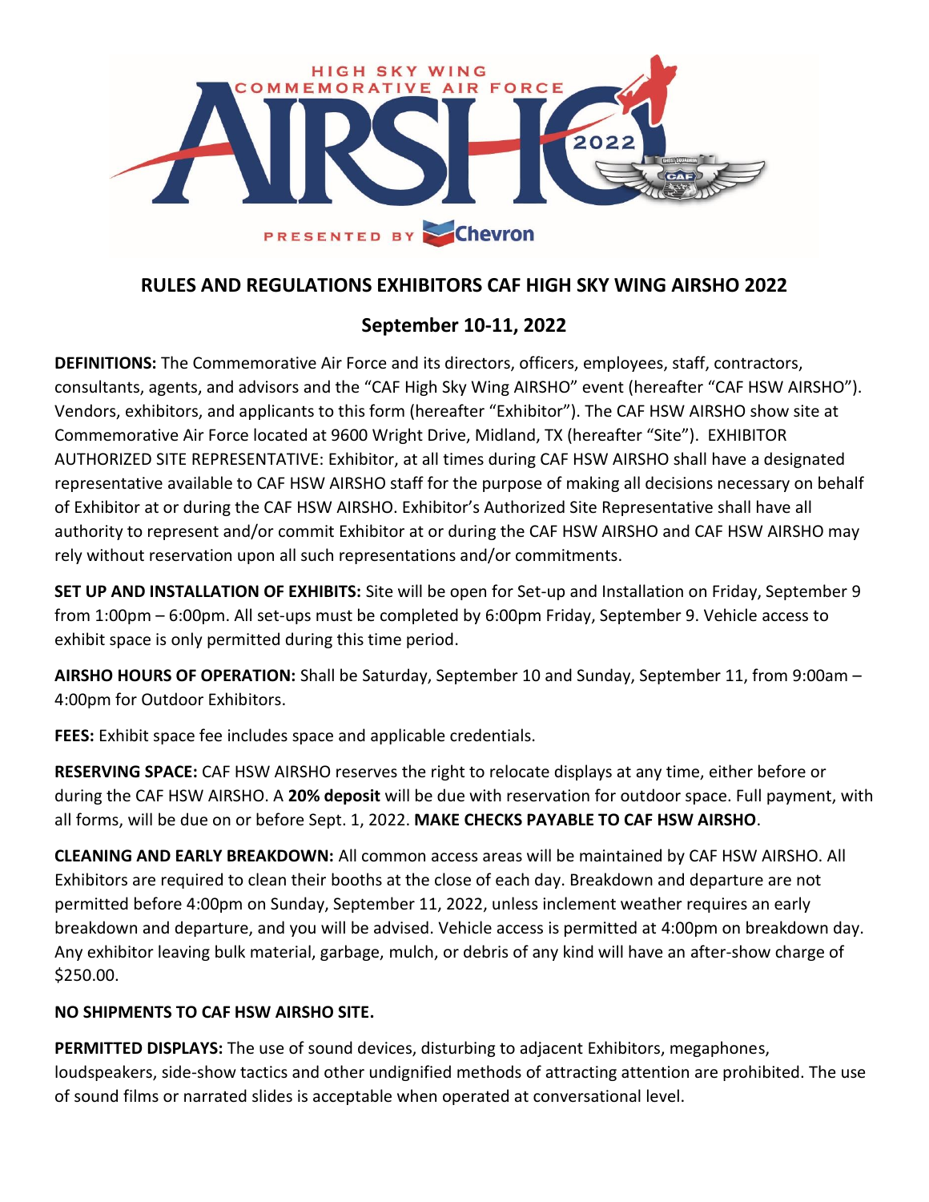# RULES AND REGULATIONS EXHIBITORS CAF HIGH SKY WING AIRSHO 2022

## September 10-11, 2022

**DEFINITIONS:** The Commemorative Air Force and its directors, officers, employees, staff, contractors, consultants, agents, and advisors and the "CAF High Sky Wing AIRSHO" event (hereafter "CAF HSW AIRSHO"). Vendors, exhibitors, and applicants to this form (hereafter "Exhibitor"). The CAF HSW AIRSHO show site at Commemorative Air Force located at 9600 Wright Drive, Midland, TX (hereafter "Site"). EXHIBITOR AUTHORIZED SITE REPRESENTATIVE: Exhibitor, at all times during CAF HSW AIRSHO shall have a designated representative available to CAF HSW AIRSHO staff for the purpose of making all decisions necessary on behalf of Exhibitor at or during the CAF HSW AIRSHO. Exhibitor's Authorized Site Representative shall have all authority to represent and/or commit Exhibitor at or during the CAF HSW AIRSHO and CAF HSW AIRSHO may rely without reservation upon all such representations and/or commitments.

**SET UP AND INSTALLATION OF EXHIBITS:** Site will be open for Set-up and Installation on Friday, September 9 from 1:00pm – 6:00pm. All set-ups must be completed by 6:00pm Friday, September 9. Vehicle access to exhibit space is only permitted during this time period.

**AIRSHO HOURS OF OPERATION:** Shall be Saturday, September 10 and Sunday, September 11, from 9:00am – 4:00pm for Outdoor Exhibitors.

**FEES:** Exhibit space fee includes space and applicable credentials.

**RESERVING SPACE:** CAF HSW AIRSHO reserves the right to relocate displays at any time, either before or during the CAF HSW AIRSHO. A **20% deposit** will be due with reservation for outdoor space. Full payment, with all forms, will be due on or before Sept. 1, 2022. **MAKE CHECKS PAYABLE TO CAF HSW AIRSHO**.

**CLEANING AND EARLY BREAKDOWN:** All common access areas will be maintained by CAF HSW AIRSHO. All Exhibitors are required to clean their booths at the close of each day. Breakdown and departure are not permitted before 4:00pm on Sunday, September 11, 2022, unless inclement weather requires an early breakdown and departure, and you will be advised. Vehicle access is permitted at 4:00pm on breakdown day. Any exhibitor leaving bulk material, garbage, mulch, or debris of any kind will have an after-show charge of $250.00.

**NO SHIPMENTS TO CAF HSW AIRSHO SITE.**

**PERMITTED DISPLAYS:** The use of sound devices, disturbing to adjacent Exhibitors, megaphones, loudspeakers, side-show tactics and other undignified methods of attracting attention are prohibited. The use of sound films or narrated slides is acceptable when operated at conversational level.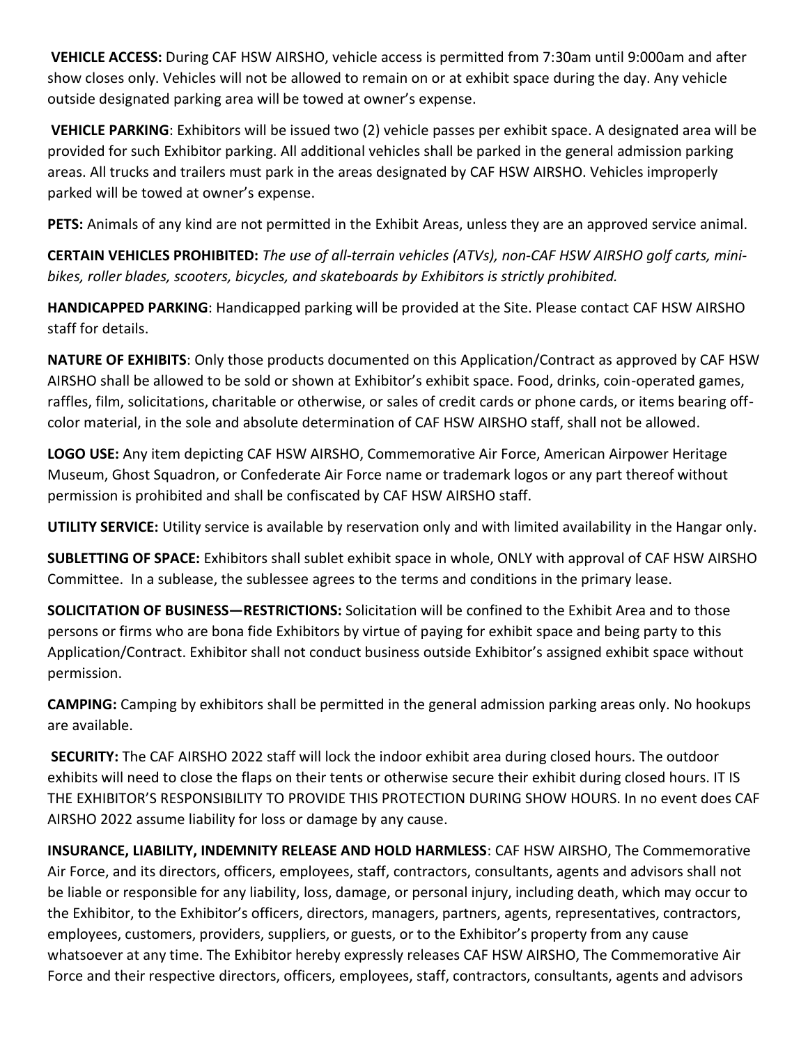**VEHICLE ACCESS:** During CAF HSW AIRSHO, vehicle access is permitted from 7:30am until 9:000am and after show closes only. Vehicles will not be allowed to remain on or at exhibit space during the day. Any vehicle outside designated parking area will be towed at owner's expense.

**VEHICLE PARKING**: Exhibitors will be issued two (2) vehicle passes per exhibit space. A designated area will be provided for such Exhibitor parking. All additional vehicles shall be parked in the general admission parking areas. All trucks and trailers must park in the areas designated by CAF HSW AIRSHO. Vehicles improperly parked will be towed at owner's expense.

**PETS:** Animals of any kind are not permitted in the Exhibit Areas, unless they are an approved service animal.

**CERTAIN VEHICLES PROHIBITED:** *The use of all-terrain vehicles (ATVs), non-CAF HSW AIRSHO golf carts, mini-bikes, roller blades, scooters, bicycles, and skateboards by Exhibitors is strictly prohibited.*

**HANDICAPPED PARKING**: Handicapped parking will be provided at the Site. Please contact CAF HSW AIRSHO staff for details.

**NATURE OF EXHIBITS**: Only those products documented on this Application/Contract as approved by CAF HSW AIRSHO shall be allowed to be sold or shown at Exhibitor's exhibit space. Food, drinks, coin-operated games, raffles, film, solicitations, charitable or otherwise, or sales of credit cards or phone cards, or items bearing off-color material, in the sole and absolute determination of CAF HSW AIRSHO staff, shall not be allowed.

**LOGO USE:** Any item depicting CAF HSW AIRSHO, Commemorative Air Force, American Airpower Heritage Museum, Ghost Squadron, or Confederate Air Force name or trademark logos or any part thereof without permission is prohibited and shall be confiscated by CAF HSW AIRSHO staff.

**UTILITY SERVICE:** Utility service is available by reservation only and with limited availability in the Hangar only.

**SUBLETTING OF SPACE:** Exhibitors shall sublet exhibit space in whole, ONLY with approval of CAF HSW AIRSHO Committee. In a sublease, the sublessee agrees to the terms and conditions in the primary lease.

**SOLICITATION OF BUSINESS—RESTRICTIONS:** Solicitation will be confined to the Exhibit Area and to those persons or firms who are bona fide Exhibitors by virtue of paying for exhibit space and being party to this Application/Contract. Exhibitor shall not conduct business outside Exhibitor's assigned exhibit space without permission.

**CAMPING:** Camping by exhibitors shall be permitted in the general admission parking areas only. No hookups are available.

**SECURITY:** The CAF AIRSHO 2022 staff will lock the indoor exhibit area during closed hours. The outdoor exhibits will need to close the flaps on their tents or otherwise secure their exhibit during closed hours. IT IS THE EXHIBITOR'S RESPONSIBILITY TO PROVIDE THIS PROTECTION DURING SHOW HOURS. In no event does CAF AIRSHO 2022 assume liability for loss or damage by any cause.

**INSURANCE, LIABILITY, INDEMNITY RELEASE AND HOLD HARMLESS**: CAF HSW AIRSHO, The Commemorative Air Force, and its directors, officers, employees, staff, contractors, consultants, agents and advisors shall not be liable or responsible for any liability, loss, damage, or personal injury, including death, which may occur to the Exhibitor, to the Exhibitor's officers, directors, managers, partners, agents, representatives, contractors, employees, customers, providers, suppliers, or guests, or to the Exhibitor's property from any cause whatsoever at any time. The Exhibitor hereby expressly releases CAF HSW AIRSHO, The Commemorative Air Force and their respective directors, officers, employees, staff, contractors, consultants, agents and advisors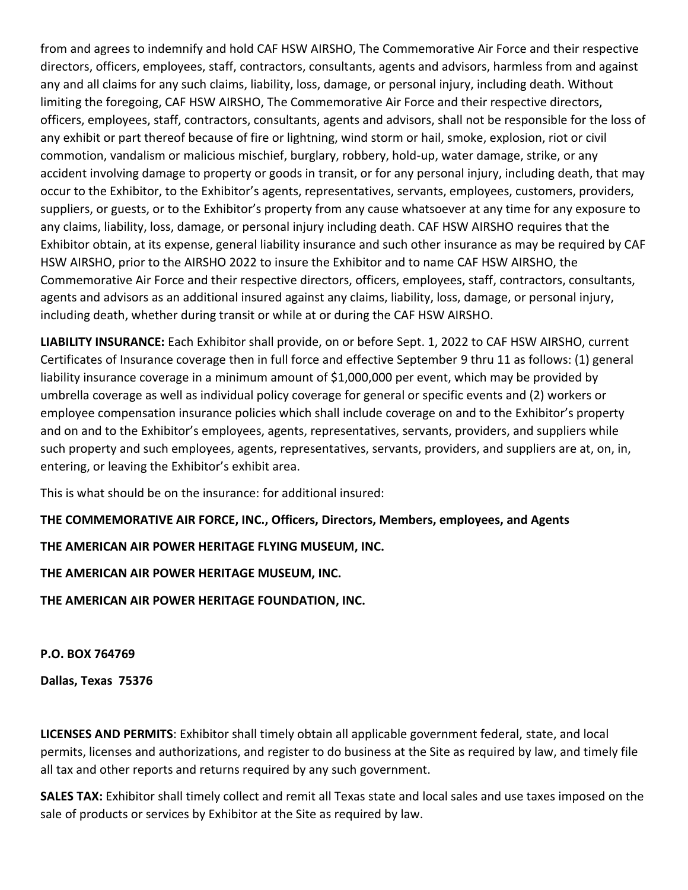from and agrees to indemnify and hold CAF HSW AIRSHO, The Commemorative Air Force and their respective directors, officers, employees, staff, contractors, consultants, agents and advisors, harmless from and against any and all claims for any such claims, liability, loss, damage, or personal injury, including death. Without limiting the foregoing, CAF HSW AIRSHO, The Commemorative Air Force and their respective directors, officers, employees, staff, contractors, consultants, agents and advisors, shall not be responsible for the loss of any exhibit or part thereof because of fire or lightning, wind storm or hail, smoke, explosion, riot or civil commotion, vandalism or malicious mischief, burglary, robbery, hold-up, water damage, strike, or any accident involving damage to property or goods in transit, or for any personal injury, including death, that may occur to the Exhibitor, to the Exhibitor's agents, representatives, servants, employees, customers, providers, suppliers, or guests, or to the Exhibitor's property from any cause whatsoever at any time for any exposure to any claims, liability, loss, damage, or personal injury including death. CAF HSW AIRSHO requires that the Exhibitor obtain, at its expense, general liability insurance and such other insurance as may be required by CAF HSW AIRSHO, prior to the AIRSHO 2022 to insure the Exhibitor and to name CAF HSW AIRSHO, the Commemorative Air Force and their respective directors, officers, employees, staff, contractors, consultants, agents and advisors as an additional insured against any claims, liability, loss, damage, or personal injury, including death, whether during transit or while at or during the CAF HSW AIRSHO.

**LIABILITY INSURANCE:** Each Exhibitor shall provide, on or before Sept. 1, 2022 to CAF HSW AIRSHO, current Certificates of Insurance coverage then in full force and effective September 9 thru 11 as follows: (1) general liability insurance coverage in a minimum amount of $1,000,000 per event, which may be provided by umbrella coverage as well as individual policy coverage for general or specific events and (2) workers or employee compensation insurance policies which shall include coverage on and to the Exhibitor's property and on and to the Exhibitor's employees, agents, representatives, servants, providers, and suppliers while such property and such employees, agents, representatives, servants, providers, and suppliers are at, on, in, entering, or leaving the Exhibitor's exhibit area.

This is what should be on the insurance: for additional insured:

**THE COMMEMORATIVE AIR FORCE, INC., Officers, Directors, Members, employees, and Agents**

**THE AMERICAN AIR POWER HERITAGE FLYING MUSEUM, INC.**

**THE AMERICAN AIR POWER HERITAGE MUSEUM, INC.**

**THE AMERICAN AIR POWER HERITAGE FOUNDATION, INC.**

**P.O. BOX 764769**

**Dallas, Texas 75376**

**LICENSES AND PERMITS**: Exhibitor shall timely obtain all applicable government federal, state, and local permits, licenses and authorizations, and register to do business at the Site as required by law, and timely file all tax and other reports and returns required by any such government.

**SALES TAX:** Exhibitor shall timely collect and remit all Texas state and local sales and use taxes imposed on the sale of products or services by Exhibitor at the Site as required by law.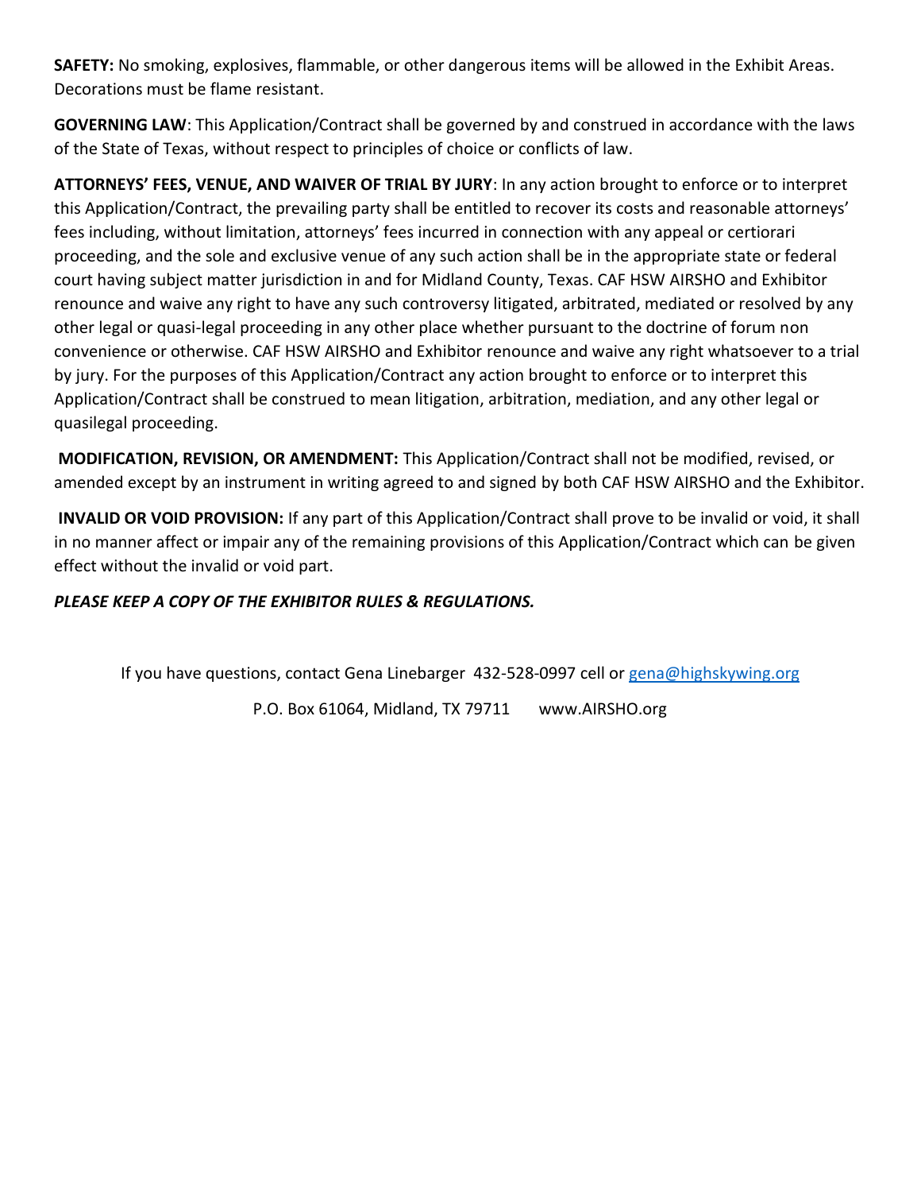**SAFETY:** No smoking, explosives, flammable, or other dangerous items will be allowed in the Exhibit Areas. Decorations must be flame resistant.

**GOVERNING LAW**: This Application/Contract shall be governed by and construed in accordance with the laws of the State of Texas, without respect to principles of choice or conflicts of law.

**ATTORNEYS' FEES, VENUE, AND WAIVER OF TRIAL BY JURY**: In any action brought to enforce or to interpret this Application/Contract, the prevailing party shall be entitled to recover its costs and reasonable attorneys' fees including, without limitation, attorneys' fees incurred in connection with any appeal or certiorari proceeding, and the sole and exclusive venue of any such action shall be in the appropriate state or federal court having subject matter jurisdiction in and for Midland County, Texas. CAF HSW AIRSHO and Exhibitor renounce and waive any right to have any such controversy litigated, arbitrated, mediated or resolved by any other legal or quasi-legal proceeding in any other place whether pursuant to the doctrine of forum non convenience or otherwise. CAF HSW AIRSHO and Exhibitor renounce and waive any right whatsoever to a trial by jury. For the purposes of this Application/Contract any action brought to enforce or to interpret this Application/Contract shall be construed to mean litigation, arbitration, mediation, and any other legal or quasilegal proceeding.

**MODIFICATION, REVISION, OR AMENDMENT:** This Application/Contract shall not be modified, revised, or amended except by an instrument in writing agreed to and signed by both CAF HSW AIRSHO and the Exhibitor.

**INVALID OR VOID PROVISION:** If any part of this Application/Contract shall prove to be invalid or void, it shall in no manner affect or impair any of the remaining provisions of this Application/Contract which can be given effect without the invalid or void part.

***PLEASE KEEP A COPY OF THE EXHIBITOR RULES & REGULATIONS.***

If you have questions, contact Gena Linebarger 432-528-0997 cell or gena@highskywing.org

P.O. Box 61064, Midland, TX 79711 www.AIRSHO.org